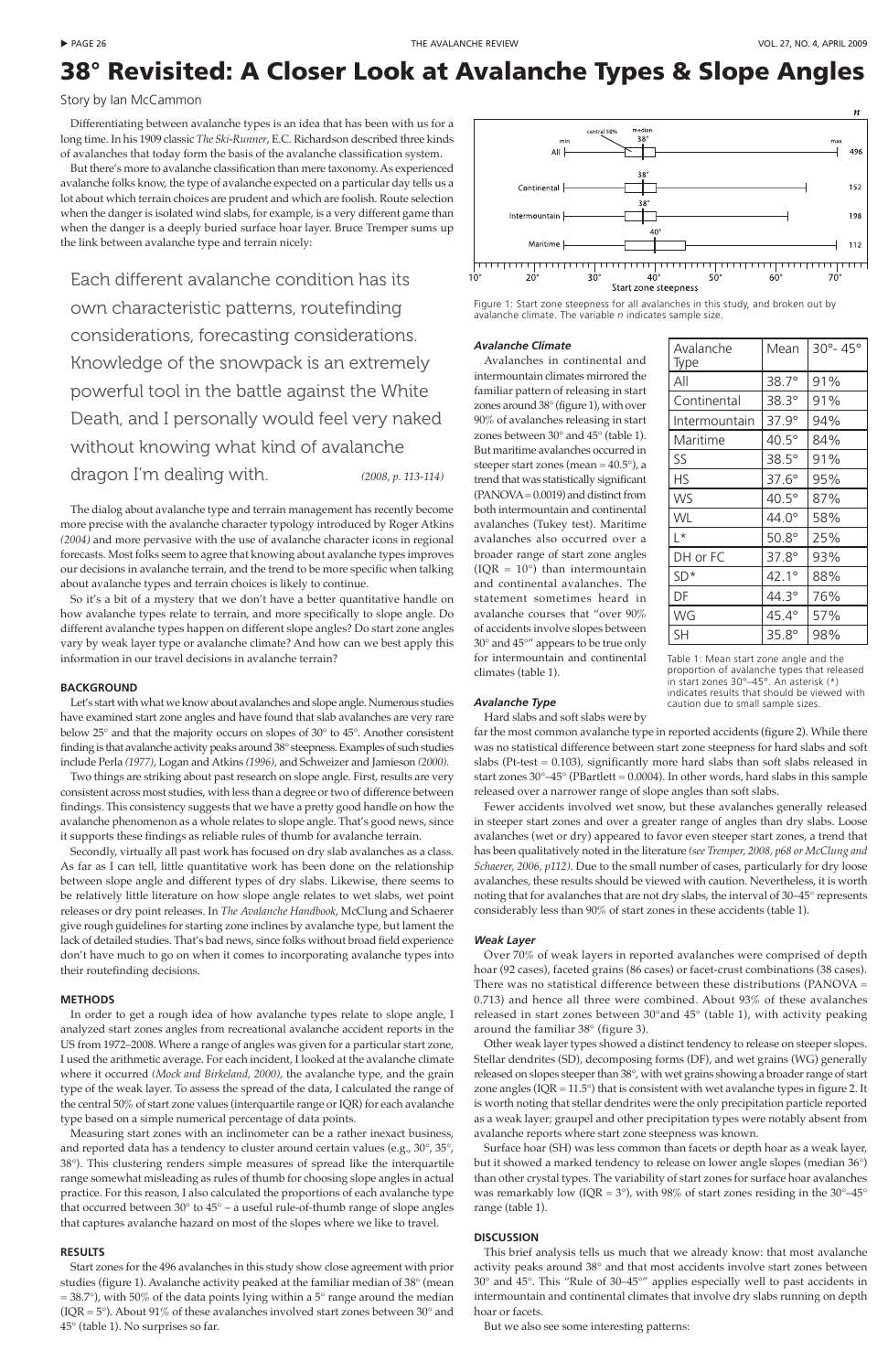# 38° Revisited: A Closer Look at Avalanche Types & Slope Angles

Story by Ian McCammon

Differentiating between avalanche types is an idea that has been with us for a long time. In his 1909 classic *The Ski-Runner*, E.C. Richardson described three kinds of avalanches that today form the basis of the avalanche classification system.

But there's more to avalanche classification than mere taxonomy. As experienced avalanche folks know, the type of avalanche expected on a particular day tells us a lot about which terrain choices are prudent and which are foolish. Route selection when the danger is isolated wind slabs, for example, is a very different game than when the danger is a deeply buried surface hoar layer. Bruce Tremper sums up the link between avalanche type and terrain nicely:

> Each different avalanche condition has its own characteristic patterns, routefinding considerations, forecasting considerations. Knowledge of the snowpack is an extremely powerful tool in the battle against the White Death, and I personally would feel very naked without knowing what kind of avalanche dragon I'm dealing with. *(2008, p. 113-114)*

The dialog about avalanche type and terrain management has recently become more precise with the avalanche character typology introduced by Roger Atkins *(2004)* and more pervasive with the use of avalanche character icons in regional forecasts. Most folks seem to agree that knowing about avalanche types improves our decisions in avalanche terrain, and the trend to be more specific when talking about avalanche types and terrain choices is likely to continue.

So it's a bit of a mystery that we don't have a better quantitative handle on how avalanche types relate to terrain, and more specifically to slope angle. Do different avalanche types happen on different slope angles? Do start zone angles vary by weak layer type or avalanche climate? And how can we best apply this information in our travel decisions in avalanche terrain?

## BACKGROUND

Let's start with what we know about avalanches and slope angle. Numerous studies have examined start zone angles and have found that slab avalanches are very rare below 25° and that the majority occurs on slopes of 30° to 45°. Another consistent finding is that avalanche activity peaks around 38° steepness. Examples of such studies include Perla *(1977)*, Logan and Atkins *(1996)*, and Schweizer and Jamieson *(2000)*.

Two things are striking about past research on slope angle. First, results are very consistent across most studies, with less than a degree or two of difference between findings. This consistency suggests that we have a pretty good handle on how the avalanche phenomenon as a whole relates to slope angle. That's good news, since it supports these findings as reliable rules of thumb for avalanche terrain.

Secondly, virtually all past work has focused on dry slab avalanches as a class. As far as I can tell, little quantitative work has been done on the relationship between slope angle and different types of dry slabs. Likewise, there seems to be relatively little literature on how slope angle relates to wet slabs, wet point releases or dry point releases. In *The Avalanche Handbook*, McClung and Schaerer give rough guidelines for starting zone inclines by avalanche type, but lament the lack of detailed studies. That's bad news, since folks without broad field experience don't have much to go on when it comes to incorporating avalanche types into their routefinding decisions.

## METHODS

In order to get a rough idea of how avalanche types relate to slope angle, I analyzed start zones angles from recreational avalanche accident reports in the US from 1972–2008. Where a range of angles was given for a particular start zone, I used the arithmetic average. For each incident, I looked at the avalanche climate where it occurred *(Mock and Birkeland, 2000)*, the avalanche type, and the grain type of the weak layer. To assess the spread of the data, I calculated the range of the central 50% of start zone values (interquartile range or IQR) for each avalanche type based on a simple numerical percentage of data points.

Measuring start zones with an inclinometer can be a rather inexact business, and reported data has a tendency to cluster around certain values (e.g., 30°, 35°, 38°). This clustering renders simple measures of spread like the interquartile range somewhat misleading as rules of thumb for choosing slope angles in actual practice. For this reason, I also calculated the proportions of each avalanche type that occurred between 30° to 45° – a useful rule-of-thumb range of slope angles that captures avalanche hazard on most of the slopes where we like to travel.

## RESULTS

Start zones for the 496 avalanches in this study show close agreement with prior studies (figure 1). Avalanche activity peaked at the familiar median of 38° (mean = 38.7°), with 50% of the data points lying within a 5° range around the median (IQR = 5°). About 91% of these avalanches involved start zones between 30° and 45° (table 1). No surprises so far.

Figure 1: Start zone steepness for all avalanches in this study, and broken out by avalanche climate. The variable *n* indicates sample size.

### Avalanche Climate

Avalanches in continental and intermountain climates mirrored the familiar pattern of releasing in start zones around 38° (figure 1), with over 90% of avalanches releasing in start zones between 30° and 45° (table 1). But maritime avalanches occurred in steeper start zones (mean = 40.5°), a trend that was statistically significant (PANOVA = 0.0019) and distinct from both intermountain and continental avalanches (Tukey test). Maritime avalanches also occurred over a broader range of start zone angles (IQR = 10°) than intermountain and continental avalanches. The statement sometimes heard in avalanche courses that "over 90% of accidents involve slopes between 30° and 45°" appears to be true only for intermountain and continental climates (table 1).

| Avalanche Type | Mean | 30°- 45° |
|---|---|---|
| All | 38.7° | 91% |
| Continental | 38.3° | 91% |
| Intermountain | 37.9° | 94% |
| Maritime | 40.5° | 84% |
| SS | 38.5° | 91% |
| HS | 37.6° | 95% |
| WS | 40.5° | 87% |
| WL | 44.0° | 58% |
| L* | 50.8° | 25% |
| DH or FC | 37.8° | 93% |
| SD* | 42.1° | 88% |
| DF | 44.3° | 76% |
| WG | 45.4° | 57% |
| SH | 35.8° | 98% |

Table 1: Mean start zone angle and the proportion of avalanche types that released in start zones 30°–45°. An asterisk (*) indicates results that should be viewed with caution due to small sample sizes.

### Avalanche Type

Hard slabs and soft slabs were by far the most common avalanche type in reported accidents (figure 2). While there was no statistical difference between start zone steepness for hard slabs and soft slabs (Pt-test = 0.103), significantly more hard slabs than soft slabs released in start zones 30°–45° (PBartlett = 0.0004). In other words, hard slabs in this sample released over a narrower range of slope angles than soft slabs.

Fewer accidents involved wet snow, but these avalanches generally released in steeper start zones and over a greater range of angles than dry slabs. Loose avalanches (wet or dry) appeared to favor even steeper start zones, a trend that has been qualitatively noted in the literature *(see Tremper, 2008, p68 or McClung and Schaerer, 2006, p112)*. Due to the small number of cases, particularly for dry loose avalanches, these results should be viewed with caution. Nevertheless, it is worth noting that for avalanches that are not dry slabs, the interval of 30–45° represents considerably less than 90% of start zones in these accidents (table 1).

### Weak Layer

Over 70% of weak layers in reported avalanches were comprised of depth hoar (92 cases), faceted grains (86 cases) or facet-crust combinations (38 cases). There was no statistical difference between these distributions (PANOVA = 0.713) and hence all three were combined. About 93% of these avalanches released in start zones between 30°and 45° (table 1), with activity peaking around the familiar 38° (figure 3).

Other weak layer types showed a distinct tendency to release on steeper slopes. Stellar dendrites (SD), decomposing forms (DF), and wet grains (WG) generally released on slopes steeper than 38°, with wet grains showing a broader range of start zone angles (IQR = 11.5°) that is consistent with wet avalanche types in figure 2. It is worth noting that stellar dendrites were the only precipitation particle reported as a weak layer; graupel and other precipitation types were notably absent from avalanche reports where start zone steepness was known.

Surface hoar (SH) was less common than facets or depth hoar as a weak layer, but it showed a marked tendency to release on lower angle slopes (median 36°) than other crystal types. The variability of start zones for surface hoar avalanches was remarkably low (IQR = 3°), with 98% of start zones residing in the 30°–45° range (table 1).

## DISCUSSION

This brief analysis tells us much that we already know: that most avalanche activity peaks around 38° and that most accidents involve start zones between 30° and 45°. This "Rule of 30–45°" applies especially well to past accidents in intermountain and continental climates that involve dry slabs running on depth hoar or facets.

But we also see some interesting patterns: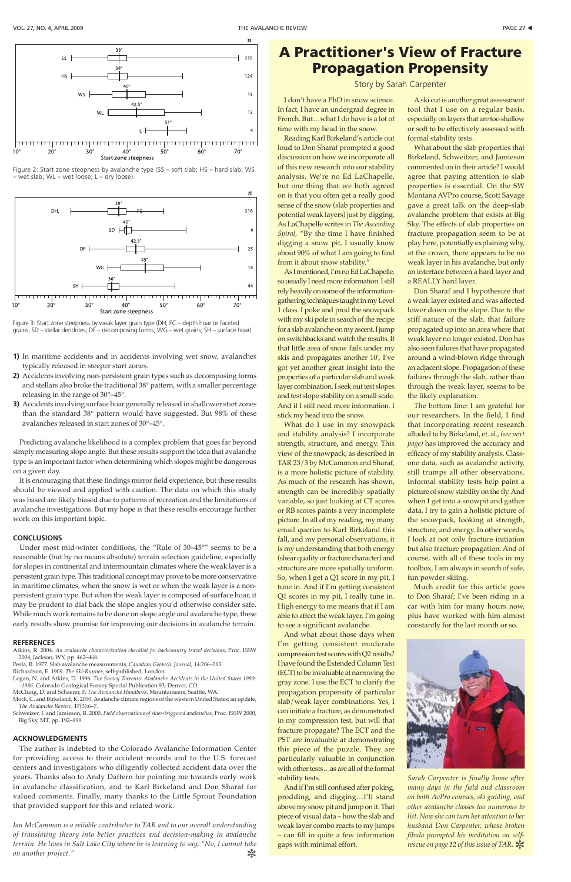n

SS 38° 230

HS 38° 124

WS 40° 15

WL 42.5° 12

L 51° 4

10° 20° 30° 40° 50° 60° 70°

Start zone steepness

Figure 2: Start zone steepness by avalanche type (SS – soft slab; HS – hard slab; WS – wet slab; WL – wet loose; L – dry loose).

n

DH, 38° FC 216

SD 40° 8

DF 42.5° 25

WG 45° 14

SH 36° 44

10° 20° 30° 40° 50° 60° 70°

Start zone steepness

Figure 3: Start zone steepness by weak layer grain type (DH, FC – depth hoar or faceted grains; SD – stellar dendrites; DF – decomposing forms; WG – wet grains; SH – surface hoar).

1) In maritime accidents and in accidents involving wet snow, avalanches typically released in steeper start zones.
2) Accidents involving non-persistent grain types such as decomposing forms and stellars also broke the traditional 38° pattern, with a smaller percentage releasing in the range of 30°–45°.
3) Accidents involving surface hoar generally released in shallower start zones than the standard 38° pattern would have suggested. But 98% of these avalanches released in start zones of 30°–45°.

Predicting avalanche likelihood is a complex problem that goes far beyond simply measuring slope angle. But these results support the idea that avalanche type is an important factor when determining which slopes might be dangerous on a given day.

It is encouraging that these findings mirror field experience, but these results should be viewed and applied with caution. The data on which this study was based are likely biased due to patterns of recreation and the limitations of avalanche investigations. But my hope is that these results encourage further work on this important topic.

## CONCLUSIONS

Under most mid-winter conditions, the "Rule of 30–45°" seems to be a reasonable (but by no means absolute) terrain selection guideline, especially for slopes in continental and intermountain climates where the weak layer is a persistent grain type. This traditional concept may prove to be more conservative in maritime climates, when the snow is wet or when the weak layer is a non-persistent grain type. But when the weak layer is composed of surface hoar, it may be prudent to dial back the slope angles you'd otherwise consider safe. While much work remains to be done on slope angle and avalanche type, these early results show promise for improving our decisions in avalanche terrain.

## REFERENCES

Atkins, R. 2004. *An avalanche characterization checklist for backcountry travel decisions*, Proc. ISSW 2004, Jackson, WY, pp. 462–468.

Perla, R. 1977. Slab avalanche measurements, *Canadian Geotech. Journal*, 14:206–213.

Richardson, E. 1909. *The Ski-Runner*, self-published, London.

Logan, N. and Atkins, D. 1996. *The Snowy Torrents: Avalanche Accidents in the United States 1980–1986*. Colorado Geological Survey Special Publication 93, Denver, CO.

McClung, D. and Schaerer, P. *The Avalanche Handbook*, Mountaineers, Seattle, WA.

Mock, C. and Birkeland, K. 2000. Avalanche climate regions of the western United States: an update, *The Avalanche Review*, 17(3):6–7.

Schweizer, J. and Jamieson, B. 2000. *Field observations of skier-triggered avalanches*, Proc. ISSW 2000, Big Sky, MT, pp. 192–199.

## ACKNOWLEDGMENTS

The author is indebted to the Colorado Avalanche Information Center for providing access to their accident records and to the U.S. forecast centers and investigators who diligently collected accident data over the years. Thanks also to Andy Daffern for pointing me towards early work in avalanche classification, and to Karl Birkeland and Don Sharaf for valued comments. Finally, many thanks to the Little Sprout Foundation that provided support for this and related work.

*Ian McCammon is a reliable contributor to TAR and to our overall understanding of translating theory into better practices and decision-making in avalanche terrain. He lives in Salt Lake City where he is learning to say, "No, I cannot take on another project."*

# A Practitioner's View of Fracture Propagation Propensity

Story by Sarah Carpenter

I don't have a PhD in snow science. In fact, I have an undergrad degree in French. But…what I do have is a lot of time with my head in the snow.

Reading Karl Birkeland's article out loud to Don Sharaf prompted a good discussion on how we incorporate all of this new research into our stability analysis. We're no Ed LaChapelle, but one thing that we both agreed on is that you often get a really good sense of the snow (slab properties and potential weak layers) just by digging. As LaChapelle writes in *The Ascending Spiral*, "By the time I have finished digging a snow pit, I usually know about 90% of what I am going to find from it about snow stability."

As I mentioned, I'm no Ed LaChapelle, so usually I need more information. I still rely heavily on some of the information-gathering techniques taught in my Level 1 class. I poke and prod the snowpack with my ski pole in search of the recipe for a slab avalanche on my ascent. I jump on switchbacks and watch the results. If that little area of snow fails under my skis and propagates another 10', I've got yet another great insight into the properties of a particular slab and weak layer combination. I seek out test slopes and test slope stability on a small scale. And if I still need more information, I stick my head into the snow.

What do I use in my snowpack and stability analysis? I incorporate strength, structure, and energy. This view of the snowpack, as described in TAR 23/3 by McCammon and Sharaf, is a more holistic picture of stability. As much of the research has shown, strength can be incredibly spatially variable, so just looking at CT scores or RB scores paints a very incomplete picture. In all of my reading, my many email queries to Karl Birkeland this fall, and my personal observations, it is my understanding that both energy (shear quality or fracture character) and structure are more spatially uniform. So, when I get a Q1 score in my pit, I tune in. And if I'm getting consistent Q1 scores in my pit, I really tune in. High energy to me means that if I am able to affect the weak layer, I'm going to see a significant avalanche.

And what about those days when I'm getting consistent moderate compression test scores with Q2 results? I have found the Extended Column Test (ECT) to be invaluable at narrowing the gray zone. I use the ECT to clarify the propagation propensity of particular slab/weak layer combinations. Yes, I can initiate a fracture, as demonstrated in my compression test, but will that fracture propagate? The ECT and the PST are invaluable at demonstrating this piece of the puzzle. They are particularly valuable in conjunction with other tests…as are all of the formal stability tests.

And if I'm still confused after poking, prodding, and digging…I'll stand above my snow pit and jump on it. That piece of visual data – how the slab and weak layer combo reacts to my jumps – can fill in quite a few information gaps with minimal effort.

A ski cut is another great assessment tool that I use on a regular basis, especially on layers that are too shallow or soft to be effectively assessed with formal stability tests.

What about the slab properties that Birkeland, Schweitzer, and Jamieson commented on in their article? I would agree that paying attention to slab properties is essential. On the SW Montana AVPro course, Scott Savage gave a great talk on the deep-slab avalanche problem that exists at Big Sky. The effects of slab properties on fracture propagation seem to be at play here, potentially explaining why, at the crown, there appears to be no weak layer in his avalanche, but only an interface between a hard layer and a REALLY hard layer.

Don Sharaf and I hypothesize that a weak layer existed and was affected lower down on the slope. Due to the stiff nature of the slab, that failure propagated up into an area where that weak layer no longer existed. Don has also seen failures that have propagated around a wind-blown ridge through an adjacent slope. Propagation of these failures through the slab, rather than through the weak layer, seems to be the likely explanation.

The bottom line: I am grateful for our researchers. In the field, I find that incorporating recent research alluded to by Birkeland, et. al., *(see next page)* has improved the accuracy and efficacy of my stability analysis. Class-one data, such as avalanche activity, still trumps all other observations. Informal stability tests help paint a picture of snow stability on the fly. And when I get into a snowpit and gather data, I try to gain a holistic picture of the snowpack, looking at strength, structure, and energy. In other words, I look at not only fracture initiation but also fracture propagation. And of course, with all of these tools in my toolbox, I am always in search of safe, fun powder skiing.

Much credit for this article goes to Don Sharaf; I've been riding in a car with him for many hours now, plus have worked with him almost constantly for the last month or so.

*Sarah Carpenter is finally home after many days in the field and classroom on both AvPro courses, ski guiding, and other avalanche classes too numerous to list. Now she can turn her attention to her husband Don Carpenter, whose broken fibula prompted his meditation on self-rescue on page 12 of this issue of TAR.*